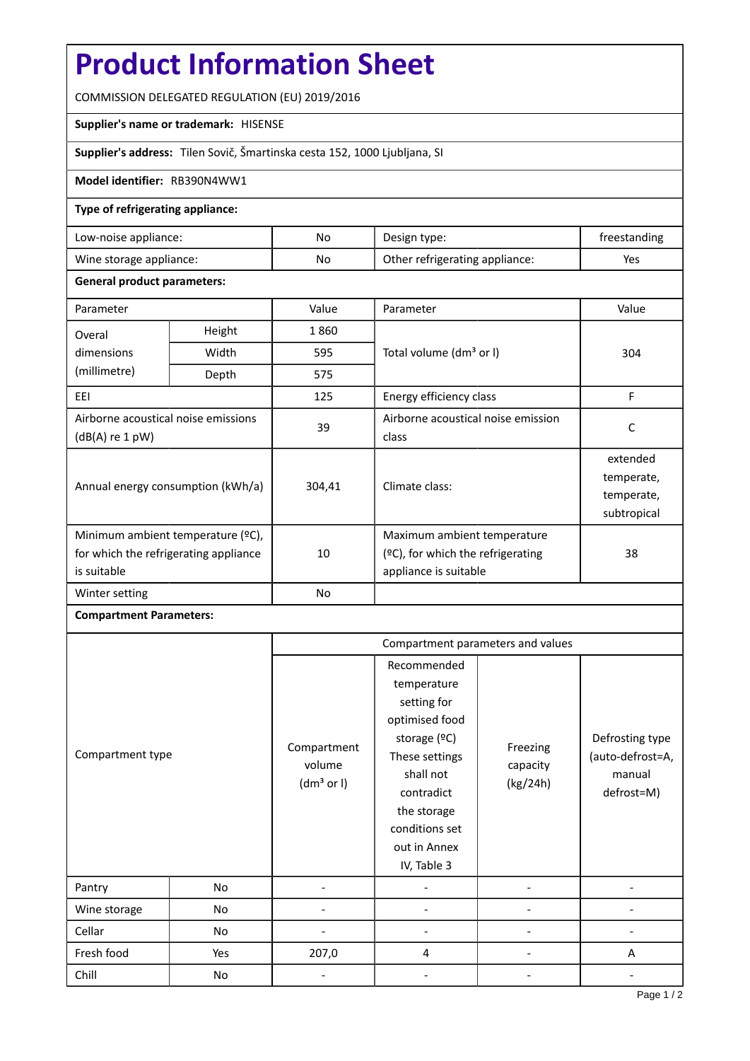# Product Information Sheet

COMMISSION DELEGATED REGULATION (EU) 2019/2016

**Supplier's name or trademark:** HISENSE

**Supplier's address:** Tilen Sovič, Šmartinska cesta 152, 1000 Ljubljana, SI

**Model identifier:** RB390N4WW1

**Type of refrigerating appliance:**

| | | | |
|---|---|---|---|
| Low-noise appliance: | No | Design type: | freestanding |
| Wine storage appliance: | No | Other refrigerating appliance: | Yes |

**General product parameters:**

| Parameter | | Value | Parameter | Value |
|---|---|---|---|---|
| Overal dimensions (millimetre) | Height | 1 860 | Total volume (dm³ or l) | 304 |
| | Width | 595 | | |
| | Depth | 575 | | |
| EEI | | 125 | Energy efficiency class | F |
| Airborne acoustical noise emissions (dB(A) re 1 pW) | | 39 | Airborne acoustical noise emission class | C |
| Annual energy consumption (kWh/a) | | 304,41 | Climate class: | extended temperate, temperate, subtropical |
| Minimum ambient temperature (ºC), for which the refrigerating appliance is suitable | | 10 | Maximum ambient temperature (ºC), for which the refrigerating appliance is suitable | 38 |
| Winter setting | | No | | |

**Compartment Parameters:**

| Compartment type | | Compartment parameters and values | | | |
|---|---|---|---|---|---|
| | | Compartment volume (dm³ or l) | Recommended temperature setting for optimised food storage (ºC) These settings shall not contradict the storage conditions set out in Annex IV, Table 3 | Freezing capacity (kg/24h) | Defrosting type (auto-defrost=A, manual defrost=M) |
| Pantry | No | - | - | - | - |
| Wine storage | No | - | - | - | - |
| Cellar | No | - | - | - | - |
| Fresh food | Yes | 207,0 | 4 | - | A |
| Chill | No | - | - | - | - |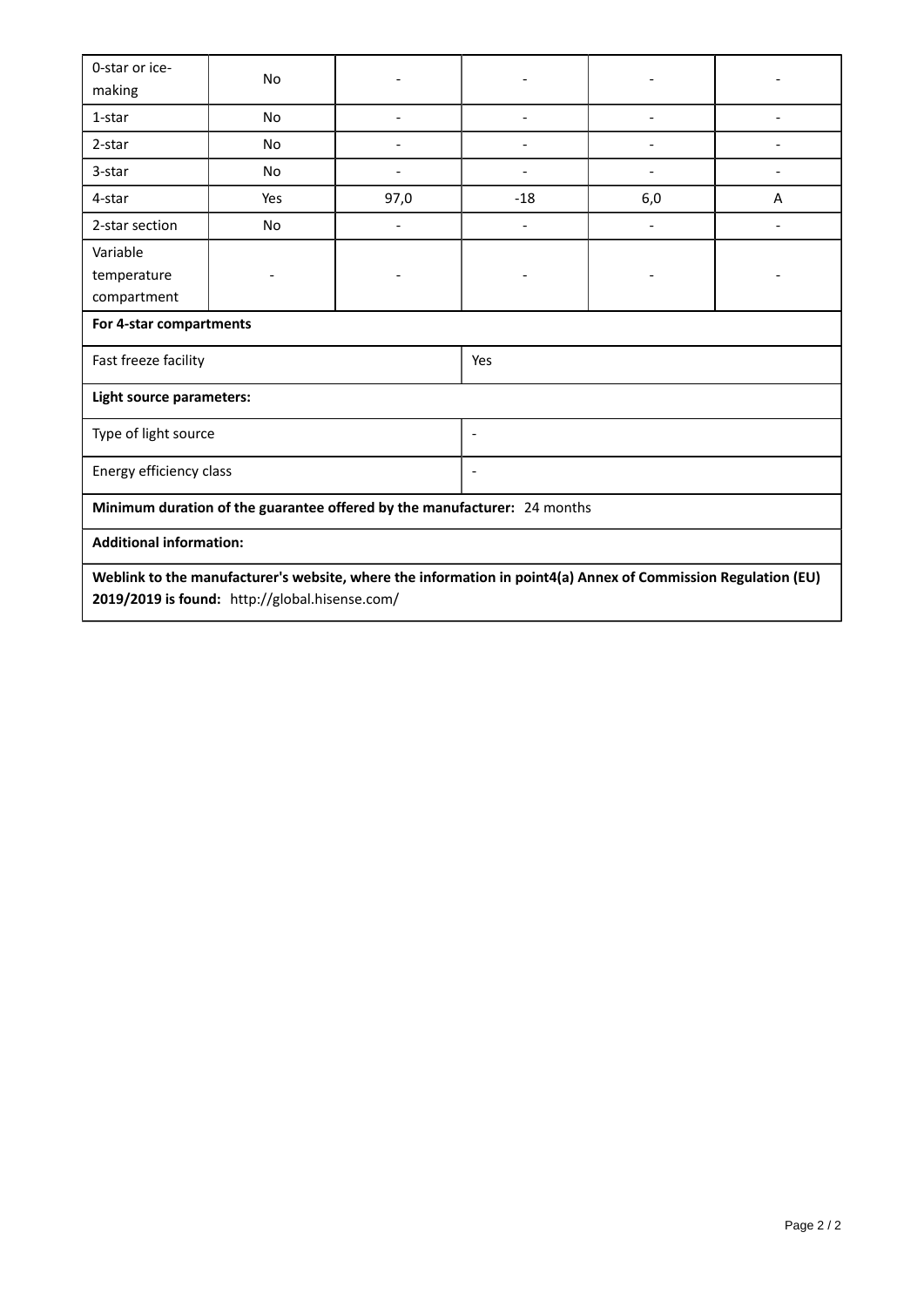| | | | | | |
|---|---|---|---|---|---|
| 0-star or ice-making | No | - | - | - | - |
| 1-star | No | - | - | - | - |
| 2-star | No | - | - | - | - |
| 3-star | No | - | - | - | - |
| 4-star | Yes | 97,0 | -18 | 6,0 | A |
| 2-star section | No | - | - | - | - |
| Variable temperature compartment | - | - | - | - | - |

**For 4-star compartments**

| | |
|---|---|
| Fast freeze facility | Yes |

**Light source parameters:**

| | |
|---|---|
| Type of light source | - |
| Energy efficiency class | - |

**Minimum duration of the guarantee offered by the manufacturer:** 24 months

**Additional information:**

**Weblink to the manufacturer's website, where the information in point4(a) Annex of Commission Regulation (EU) 2019/2019 is found:** http://global.hisense.com/